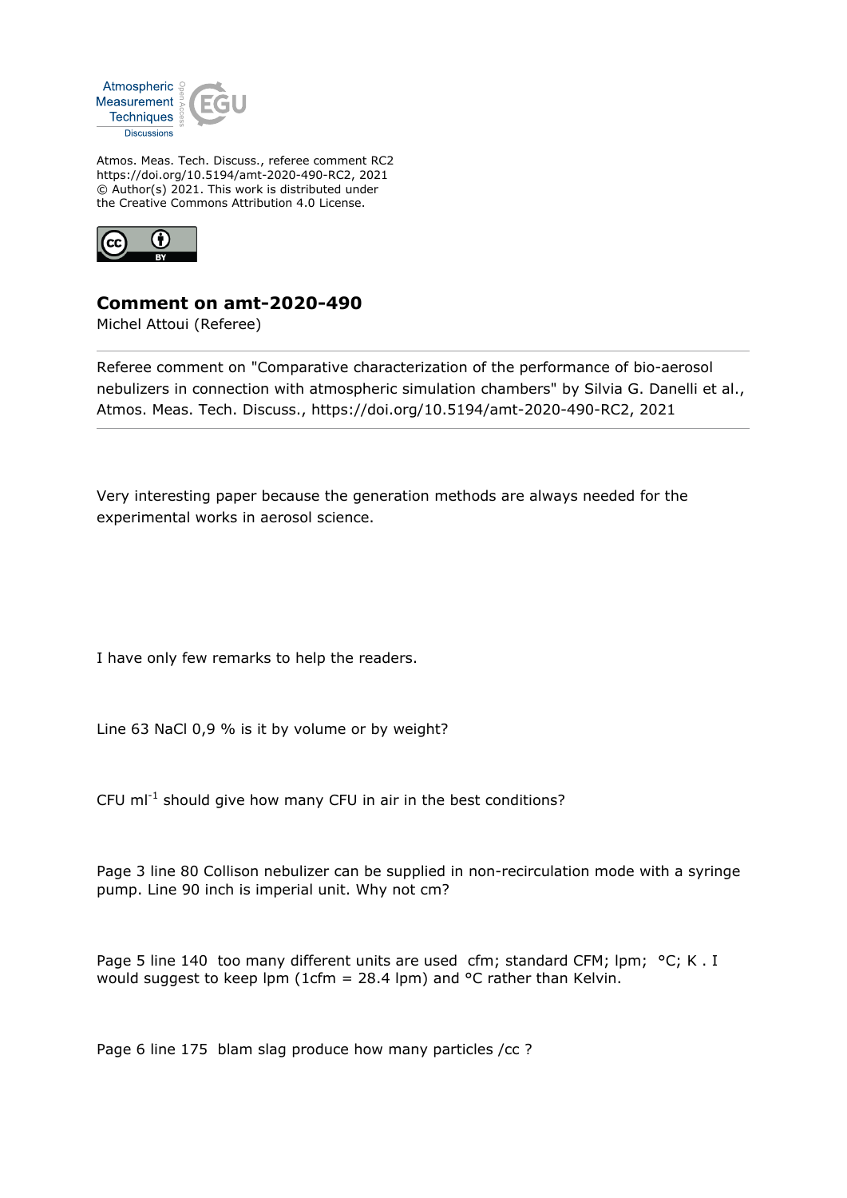Atmos. Meas. Tech. Discuss., referee comment RC2
https://doi.org/10.5194/amt-2020-490-RC2, 2021
© Author(s) 2021. This work is distributed under
the Creative Commons Attribution 4.0 License.

## Comment on amt-2020-490

Michel Attoui (Referee)

Referee comment on "Comparative characterization of the performance of bio-aerosol nebulizers in connection with atmospheric simulation chambers" by Silvia G. Danelli et al., Atmos. Meas. Tech. Discuss., https://doi.org/10.5194/amt-2020-490-RC2, 2021

Very interesting paper because the generation methods are always needed for the experimental works in aerosol science.

I have only few remarks to help the readers.

Line 63 NaCl 0,9 % is it by volume or by weight?

CFU $ml^{-1}$ should give how many CFU in air in the best conditions?

Page 3 line 80 Collison nebulizer can be supplied in non-recirculation mode with a syringe pump. Line 90 inch is imperial unit. Why not cm?

Page 5 line 140 too many different units are used cfm; standard CFM; lpm; °C; K . I would suggest to keep lpm (1cfm = 28.4 lpm) and °C rather than Kelvin.

Page 6 line 175 blam slag produce how many particles /cc ?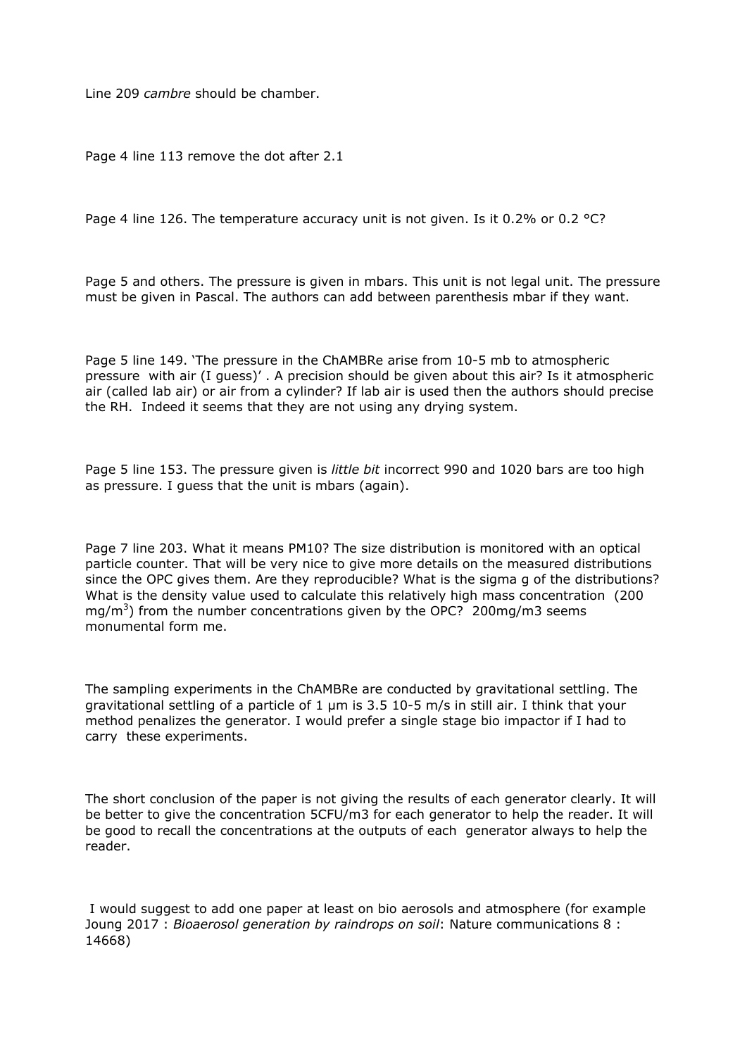Line 209 *cambre* should be chamber.

Page 4 line 113 remove the dot after 2.1

Page 4 line 126. The temperature accuracy unit is not given. Is it 0.2% or 0.2 °C?

Page 5 and others. The pressure is given in mbars. This unit is not legal unit. The pressure must be given in Pascal. The authors can add between parenthesis mbar if they want.

Page 5 line 149. 'The pressure in the ChAMBRe arise from 10-5 mb to atmospheric pressure with air (I guess)' . A precision should be given about this air? Is it atmospheric air (called lab air) or air from a cylinder? If lab air is used then the authors should precise the RH. Indeed it seems that they are not using any drying system.

Page 5 line 153. The pressure given is *little bit* incorrect 990 and 1020 bars are too high as pressure. I guess that the unit is mbars (again).

Page 7 line 203. What it means PM10? The size distribution is monitored with an optical particle counter. That will be very nice to give more details on the measured distributions since the OPC gives them. Are they reproducible? What is the sigma g of the distributions? What is the density value used to calculate this relatively high mass concentration (200 $mg/m^3$) from the number concentrations given by the OPC? 200mg/m3 seems monumental form me.

The sampling experiments in the ChAMBRe are conducted by gravitational settling. The gravitational settling of a particle of 1 μm is 3.5 10-5 m/s in still air. I think that your method penalizes the generator. I would prefer a single stage bio impactor if I had to carry these experiments.

The short conclusion of the paper is not giving the results of each generator clearly. It will be better to give the concentration 5CFU/m3 for each generator to help the reader. It will be good to recall the concentrations at the outputs of each generator always to help the reader.

I would suggest to add one paper at least on bio aerosols and atmosphere (for example Joung 2017 : *Bioaerosol generation by raindrops on soil*: Nature communications 8 : 14668)